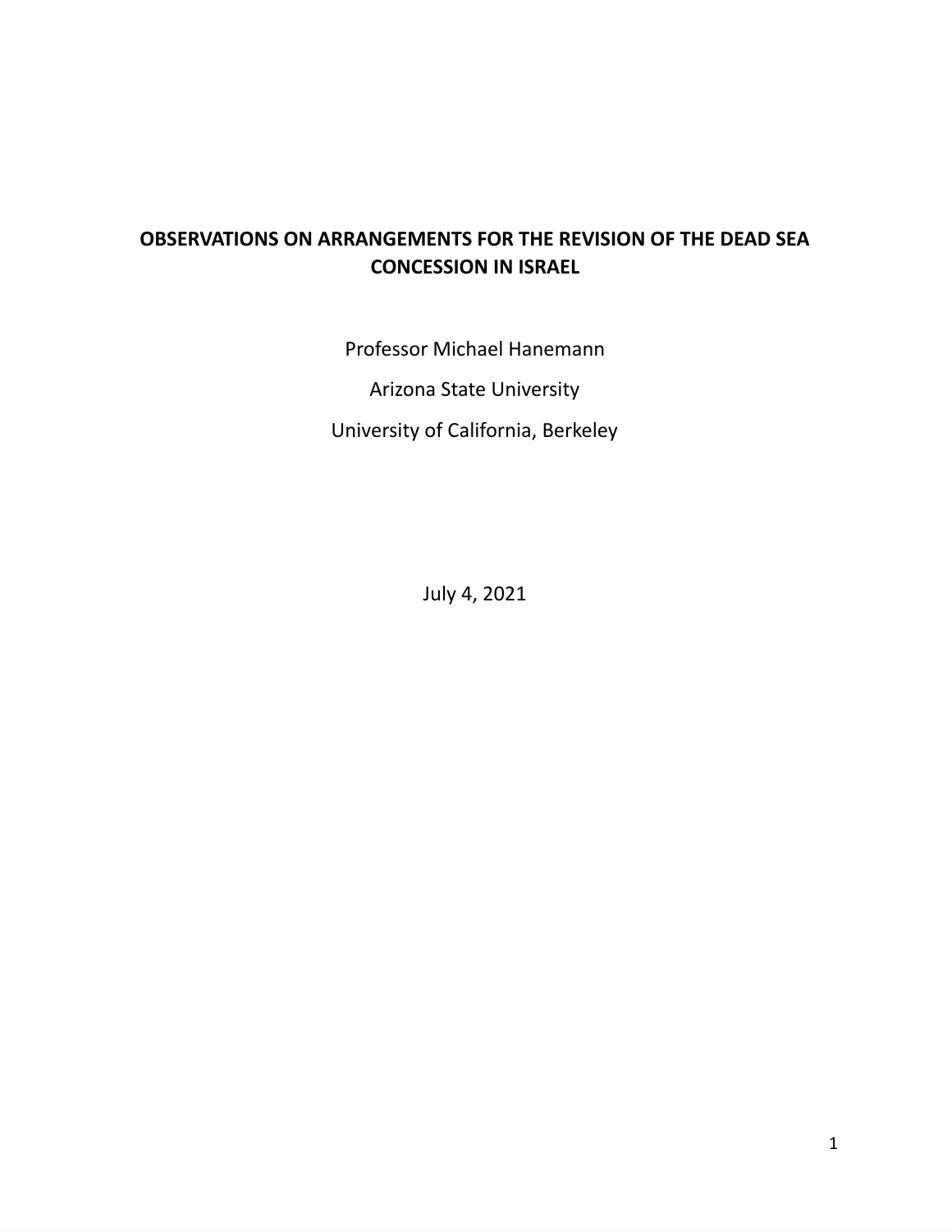# OBSERVATIONS ON ARRANGEMENTS FOR THE REVISION OF THE DEAD SEA CONCESSION IN ISRAEL

Professor Michael Hanemann

Arizona State University

University of California, Berkeley

July 4, 2021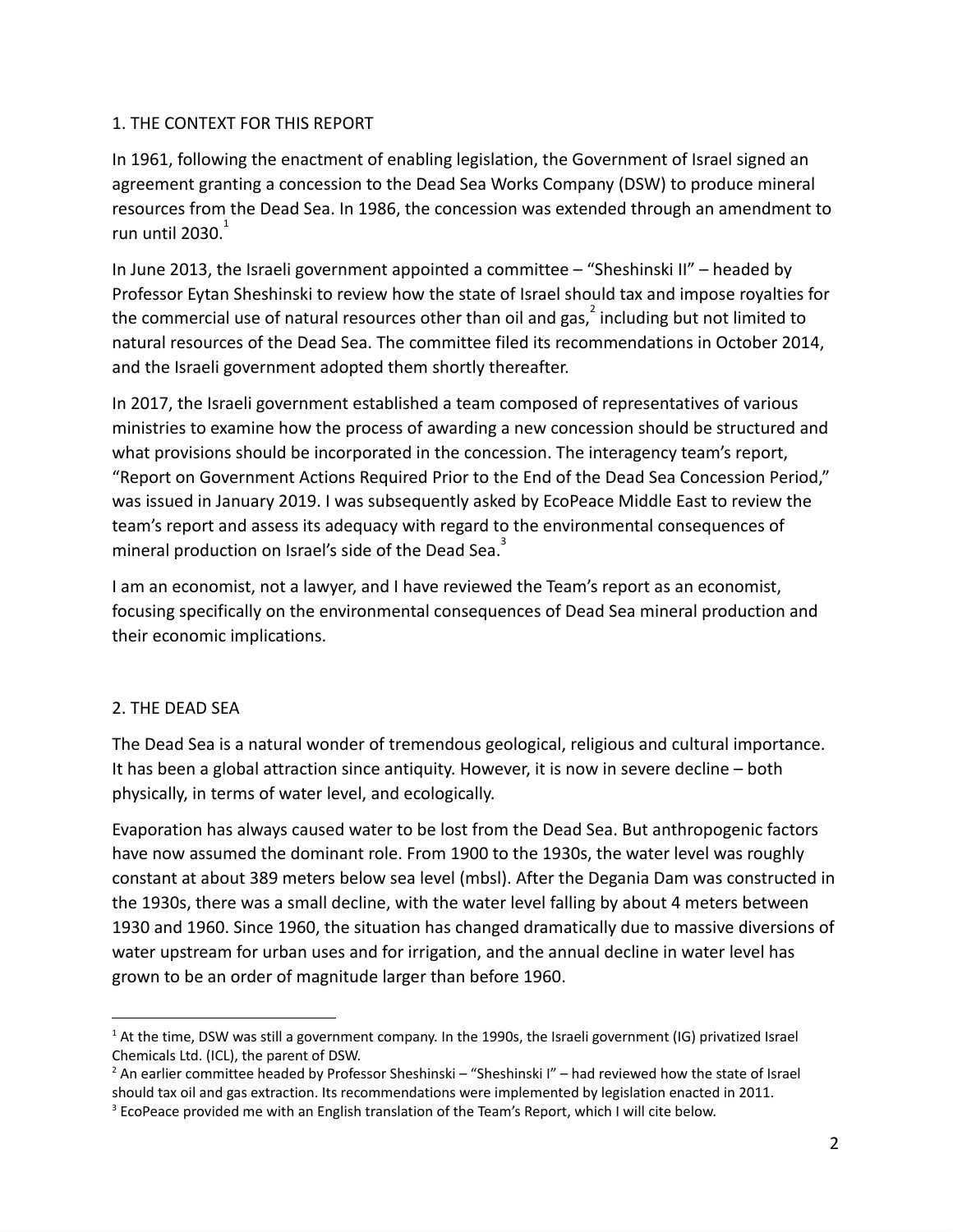## 1. THE CONTEXT FOR THIS REPORT

In 1961, following the enactment of enabling legislation, the Government of Israel signed an agreement granting a concession to the Dead Sea Works Company (DSW) to produce mineral resources from the Dead Sea. In 1986, the concession was extended through an amendment to run until 2030.[1]

In June 2013, the Israeli government appointed a committee – "Sheshinski II" – headed by Professor Eytan Sheshinski to review how the state of Israel should tax and impose royalties for the commercial use of natural resources other than oil and gas,[2] including but not limited to natural resources of the Dead Sea. The committee filed its recommendations in October 2014, and the Israeli government adopted them shortly thereafter.

In 2017, the Israeli government established a team composed of representatives of various ministries to examine how the process of awarding a new concession should be structured and what provisions should be incorporated in the concession. The interagency team's report, "Report on Government Actions Required Prior to the End of the Dead Sea Concession Period," was issued in January 2019. I was subsequently asked by EcoPeace Middle East to review the team's report and assess its adequacy with regard to the environmental consequences of mineral production on Israel's side of the Dead Sea.[3]

I am an economist, not a lawyer, and I have reviewed the Team's report as an economist, focusing specifically on the environmental consequences of Dead Sea mineral production and their economic implications.

## 2. THE DEAD SEA

The Dead Sea is a natural wonder of tremendous geological, religious and cultural importance. It has been a global attraction since antiquity. However, it is now in severe decline – both physically, in terms of water level, and ecologically.

Evaporation has always caused water to be lost from the Dead Sea. But anthropogenic factors have now assumed the dominant role. From 1900 to the 1930s, the water level was roughly constant at about 389 meters below sea level (mbsl). After the Degania Dam was constructed in the 1930s, there was a small decline, with the water level falling by about 4 meters between 1930 and 1960. Since 1960, the situation has changed dramatically due to massive diversions of water upstream for urban uses and for irrigation, and the annual decline in water level has grown to be an order of magnitude larger than before 1960.

---

[1] At the time, DSW was still a government company. In the 1990s, the Israeli government (IG) privatized Israel Chemicals Ltd. (ICL), the parent of DSW.

[2] An earlier committee headed by Professor Sheshinski – "Sheshinski I" – had reviewed how the state of Israel should tax oil and gas extraction. Its recommendations were implemented by legislation enacted in 2011.

[3] EcoPeace provided me with an English translation of the Team's Report, which I will cite below.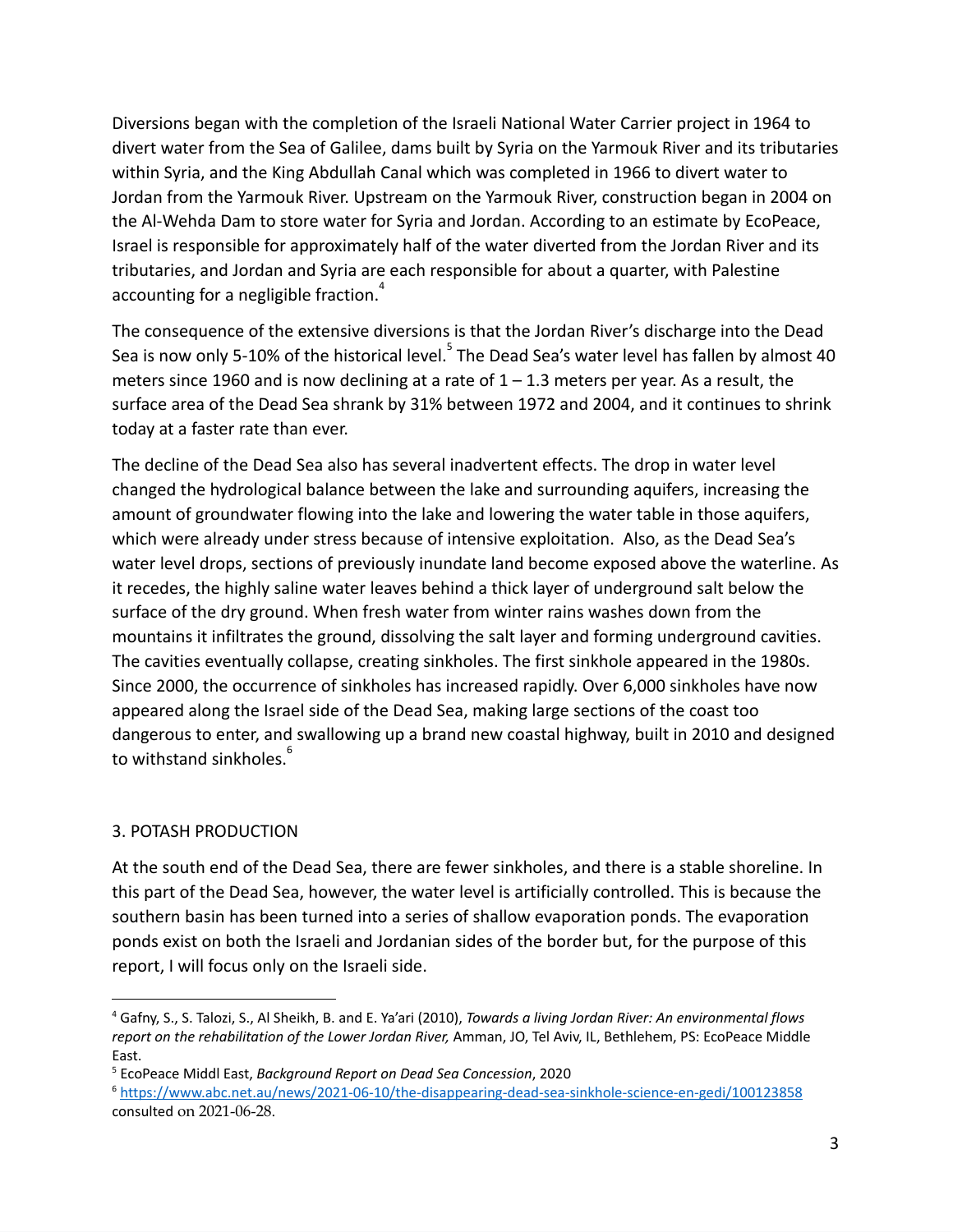Diversions began with the completion of the Israeli National Water Carrier project in 1964 to divert water from the Sea of Galilee, dams built by Syria on the Yarmouk River and its tributaries within Syria, and the King Abdullah Canal which was completed in 1966 to divert water to Jordan from the Yarmouk River. Upstream on the Yarmouk River, construction began in 2004 on the Al-Wehda Dam to store water for Syria and Jordan. According to an estimate by EcoPeace, Israel is responsible for approximately half of the water diverted from the Jordan River and its tributaries, and Jordan and Syria are each responsible for about a quarter, with Palestine accounting for a negligible fraction.[4]

The consequence of the extensive diversions is that the Jordan River's discharge into the Dead Sea is now only 5-10% of the historical level.[5] The Dead Sea's water level has fallen by almost 40 meters since 1960 and is now declining at a rate of 1 – 1.3 meters per year. As a result, the surface area of the Dead Sea shrank by 31% between 1972 and 2004, and it continues to shrink today at a faster rate than ever.

The decline of the Dead Sea also has several inadvertent effects. The drop in water level changed the hydrological balance between the lake and surrounding aquifers, increasing the amount of groundwater flowing into the lake and lowering the water table in those aquifers, which were already under stress because of intensive exploitation. Also, as the Dead Sea's water level drops, sections of previously inundate land become exposed above the waterline. As it recedes, the highly saline water leaves behind a thick layer of underground salt below the surface of the dry ground. When fresh water from winter rains washes down from the mountains it infiltrates the ground, dissolving the salt layer and forming underground cavities. The cavities eventually collapse, creating sinkholes. The first sinkhole appeared in the 1980s. Since 2000, the occurrence of sinkholes has increased rapidly. Over 6,000 sinkholes have now appeared along the Israel side of the Dead Sea, making large sections of the coast too dangerous to enter, and swallowing up a brand new coastal highway, built in 2010 and designed to withstand sinkholes.[6]

## 3. POTASH PRODUCTION

At the south end of the Dead Sea, there are fewer sinkholes, and there is a stable shoreline. In this part of the Dead Sea, however, the water level is artificially controlled. This is because the southern basin has been turned into a series of shallow evaporation ponds. The evaporation ponds exist on both the Israeli and Jordanian sides of the border but, for the purpose of this report, I will focus only on the Israeli side.

---

[4] Gafny, S., S. Talozi, S., Al Sheikh, B. and E. Ya'ari (2010), *Towards a living Jordan River: An environmental flows report on the rehabilitation of the Lower Jordan River,* Amman, JO, Tel Aviv, IL, Bethlehem, PS: EcoPeace Middle East.

[5] EcoPeace Middl East, *Background Report on Dead Sea Concession*, 2020

[6] https://www.abc.net.au/news/2021-06-10/the-disappearing-dead-sea-sinkhole-science-en-gedi/100123858 consulted on 2021-06-28.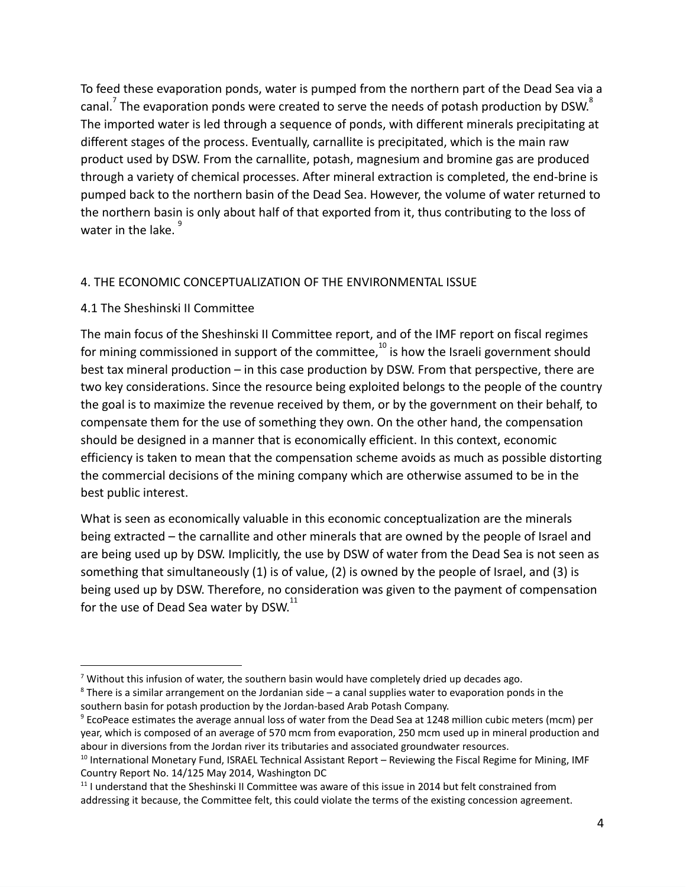To feed these evaporation ponds, water is pumped from the northern part of the Dead Sea via a canal.[7] The evaporation ponds were created to serve the needs of potash production by DSW.[8] The imported water is led through a sequence of ponds, with different minerals precipitating at different stages of the process. Eventually, carnallite is precipitated, which is the main raw product used by DSW. From the carnallite, potash, magnesium and bromine gas are produced through a variety of chemical processes. After mineral extraction is completed, the end-brine is pumped back to the northern basin of the Dead Sea. However, the volume of water returned to the northern basin is only about half of that exported from it, thus contributing to the loss of water in the lake.[9]

## 4. THE ECONOMIC CONCEPTUALIZATION OF THE ENVIRONMENTAL ISSUE

### 4.1 The Sheshinski II Committee

The main focus of the Sheshinski II Committee report, and of the IMF report on fiscal regimes for mining commissioned in support of the committee,[10] is how the Israeli government should best tax mineral production – in this case production by DSW. From that perspective, there are two key considerations. Since the resource being exploited belongs to the people of the country the goal is to maximize the revenue received by them, or by the government on their behalf, to compensate them for the use of something they own. On the other hand, the compensation should be designed in a manner that is economically efficient. In this context, economic efficiency is taken to mean that the compensation scheme avoids as much as possible distorting the commercial decisions of the mining company which are otherwise assumed to be in the best public interest.

What is seen as economically valuable in this economic conceptualization are the minerals being extracted – the carnallite and other minerals that are owned by the people of Israel and are being used up by DSW. Implicitly, the use by DSW of water from the Dead Sea is not seen as something that simultaneously (1) is of value, (2) is owned by the people of Israel, and (3) is being used up by DSW. Therefore, no consideration was given to the payment of compensation for the use of Dead Sea water by DSW.[11]

---

[7] Without this infusion of water, the southern basin would have completely dried up decades ago.

[8] There is a similar arrangement on the Jordanian side – a canal supplies water to evaporation ponds in the southern basin for potash production by the Jordan-based Arab Potash Company.

[9] EcoPeace estimates the average annual loss of water from the Dead Sea at 1248 million cubic meters (mcm) per year, which is composed of an average of 570 mcm from evaporation, 250 mcm used up in mineral production and abour in diversions from the Jordan river its tributaries and associated groundwater resources.

[10] International Monetary Fund, ISRAEL Technical Assistant Report – Reviewing the Fiscal Regime for Mining, IMF Country Report No. 14/125 May 2014, Washington DC

[11] I understand that the Sheshinski II Committee was aware of this issue in 2014 but felt constrained from addressing it because, the Committee felt, this could violate the terms of the existing concession agreement.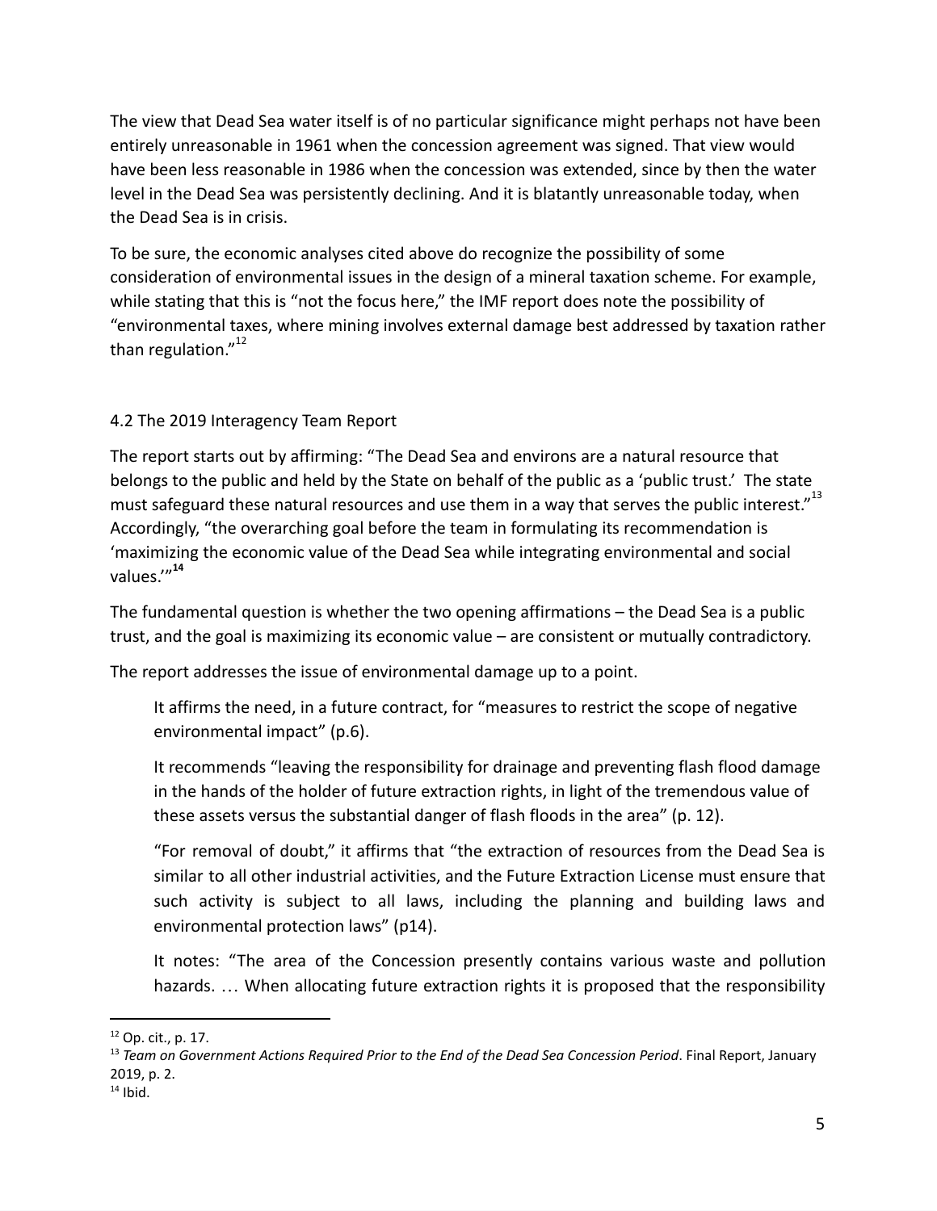The view that Dead Sea water itself is of no particular significance might perhaps not have been entirely unreasonable in 1961 when the concession agreement was signed. That view would have been less reasonable in 1986 when the concession was extended, since by then the water level in the Dead Sea was persistently declining. And it is blatantly unreasonable today, when the Dead Sea is in crisis.

To be sure, the economic analyses cited above do recognize the possibility of some consideration of environmental issues in the design of a mineral taxation scheme. For example, while stating that this is "not the focus here," the IMF report does note the possibility of "environmental taxes, where mining involves external damage best addressed by taxation rather than regulation."[12]

### 4.2 The 2019 Interagency Team Report

The report starts out by affirming: "The Dead Sea and environs are a natural resource that belongs to the public and held by the State on behalf of the public as a 'public trust.' The state must safeguard these natural resources and use them in a way that serves the public interest."[13] Accordingly, "the overarching goal before the team in formulating its recommendation is 'maximizing the economic value of the Dead Sea while integrating environmental and social values.'"[14]

The fundamental question is whether the two opening affirmations – the Dead Sea is a public trust, and the goal is maximizing its economic value – are consistent or mutually contradictory.

The report addresses the issue of environmental damage up to a point.

> It affirms the need, in a future contract, for "measures to restrict the scope of negative environmental impact" (p.6).
>
> It recommends "leaving the responsibility for drainage and preventing flash flood damage in the hands of the holder of future extraction rights, in light of the tremendous value of these assets versus the substantial danger of flash floods in the area" (p. 12).
>
> "For removal of doubt," it affirms that "the extraction of resources from the Dead Sea is similar to all other industrial activities, and the Future Extraction License must ensure that such activity is subject to all laws, including the planning and building laws and environmental protection laws" (p14).
>
> It notes: "The area of the Concession presently contains various waste and pollution hazards. … When allocating future extraction rights it is proposed that the responsibility

---

[12] Op. cit., p. 17.

[13] *Team on Government Actions Required Prior to the End of the Dead Sea Concession Period*. Final Report, January 2019, p. 2.

[14] Ibid.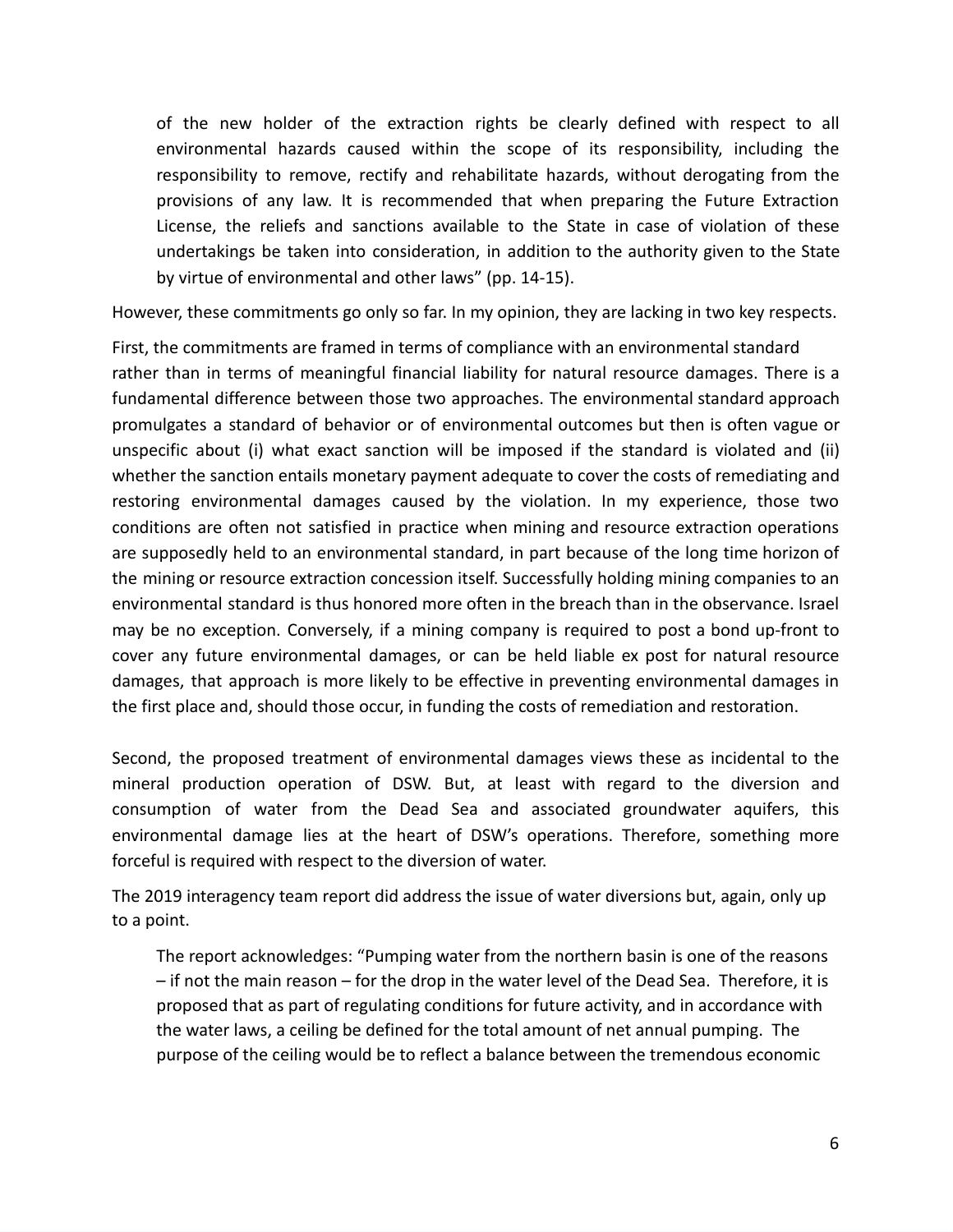> of the new holder of the extraction rights be clearly defined with respect to all environmental hazards caused within the scope of its responsibility, including the responsibility to remove, rectify and rehabilitate hazards, without derogating from the provisions of any law. It is recommended that when preparing the Future Extraction License, the reliefs and sanctions available to the State in case of violation of these undertakings be taken into consideration, in addition to the authority given to the State by virtue of environmental and other laws" (pp. 14-15).

However, these commitments go only so far. In my opinion, they are lacking in two key respects.

First, the commitments are framed in terms of compliance with an environmental standard rather than in terms of meaningful financial liability for natural resource damages. There is a fundamental difference between those two approaches. The environmental standard approach promulgates a standard of behavior or of environmental outcomes but then is often vague or unspecific about (i) what exact sanction will be imposed if the standard is violated and (ii) whether the sanction entails monetary payment adequate to cover the costs of remediating and restoring environmental damages caused by the violation. In my experience, those two conditions are often not satisfied in practice when mining and resource extraction operations are supposedly held to an environmental standard, in part because of the long time horizon of the mining or resource extraction concession itself. Successfully holding mining companies to an environmental standard is thus honored more often in the breach than in the observance. Israel may be no exception. Conversely, if a mining company is required to post a bond up-front to cover any future environmental damages, or can be held liable ex post for natural resource damages, that approach is more likely to be effective in preventing environmental damages in the first place and, should those occur, in funding the costs of remediation and restoration.

Second, the proposed treatment of environmental damages views these as incidental to the mineral production operation of DSW. But, at least with regard to the diversion and consumption of water from the Dead Sea and associated groundwater aquifers, this environmental damage lies at the heart of DSW's operations. Therefore, something more forceful is required with respect to the diversion of water.

The 2019 interagency team report did address the issue of water diversions but, again, only up to a point.

> The report acknowledges: "Pumping water from the northern basin is one of the reasons – if not the main reason – for the drop in the water level of the Dead Sea. Therefore, it is proposed that as part of regulating conditions for future activity, and in accordance with the water laws, a ceiling be defined for the total amount of net annual pumping. The purpose of the ceiling would be to reflect a balance between the tremendous economic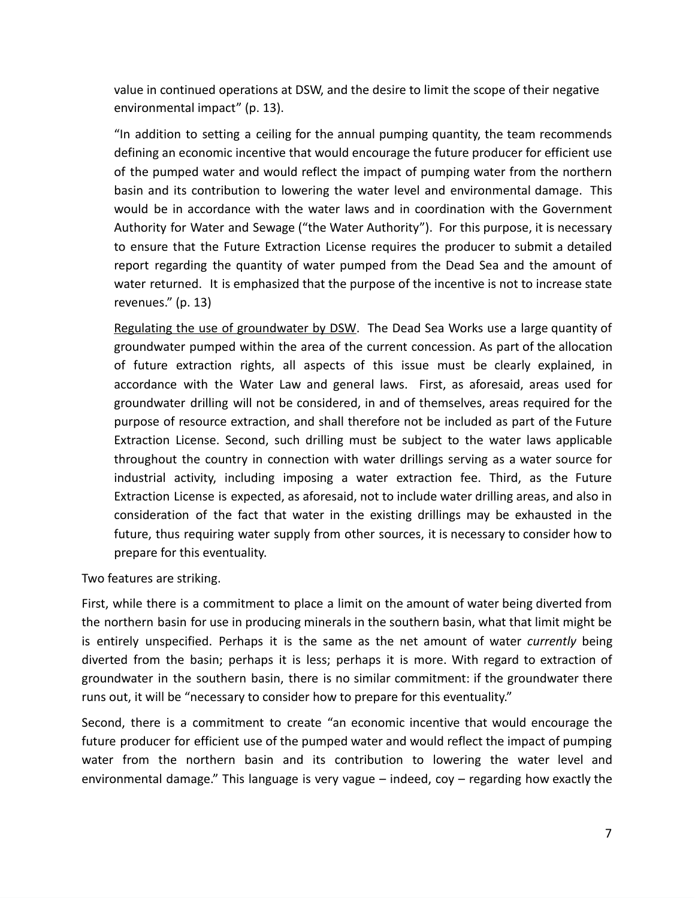> value in continued operations at DSW, and the desire to limit the scope of their negative environmental impact" (p. 13).
>
> "In addition to setting a ceiling for the annual pumping quantity, the team recommends defining an economic incentive that would encourage the future producer for efficient use of the pumped water and would reflect the impact of pumping water from the northern basin and its contribution to lowering the water level and environmental damage. This would be in accordance with the water laws and in coordination with the Government Authority for Water and Sewage ("the Water Authority"). For this purpose, it is necessary to ensure that the Future Extraction License requires the producer to submit a detailed report regarding the quantity of water pumped from the Dead Sea and the amount of water returned. It is emphasized that the purpose of the incentive is not to increase state revenues." (p. 13)
>
> <u>Regulating the use of groundwater by DSW</u>. The Dead Sea Works use a large quantity of groundwater pumped within the area of the current concession. As part of the allocation of future extraction rights, all aspects of this issue must be clearly explained, in accordance with the Water Law and general laws. First, as aforesaid, areas used for groundwater drilling will not be considered, in and of themselves, areas required for the purpose of resource extraction, and shall therefore not be included as part of the Future Extraction License. Second, such drilling must be subject to the water laws applicable throughout the country in connection with water drillings serving as a water source for industrial activity, including imposing a water extraction fee. Third, as the Future Extraction License is expected, as aforesaid, not to include water drilling areas, and also in consideration of the fact that water in the existing drillings may be exhausted in the future, thus requiring water supply from other sources, it is necessary to consider how to prepare for this eventuality.

Two features are striking.

First, while there is a commitment to place a limit on the amount of water being diverted from the northern basin for use in producing minerals in the southern basin, what that limit might be is entirely unspecified. Perhaps it is the same as the net amount of water *currently* being diverted from the basin; perhaps it is less; perhaps it is more. With regard to extraction of groundwater in the southern basin, there is no similar commitment: if the groundwater there runs out, it will be "necessary to consider how to prepare for this eventuality."

Second, there is a commitment to create "an economic incentive that would encourage the future producer for efficient use of the pumped water and would reflect the impact of pumping water from the northern basin and its contribution to lowering the water level and environmental damage." This language is very vague – indeed, coy – regarding how exactly the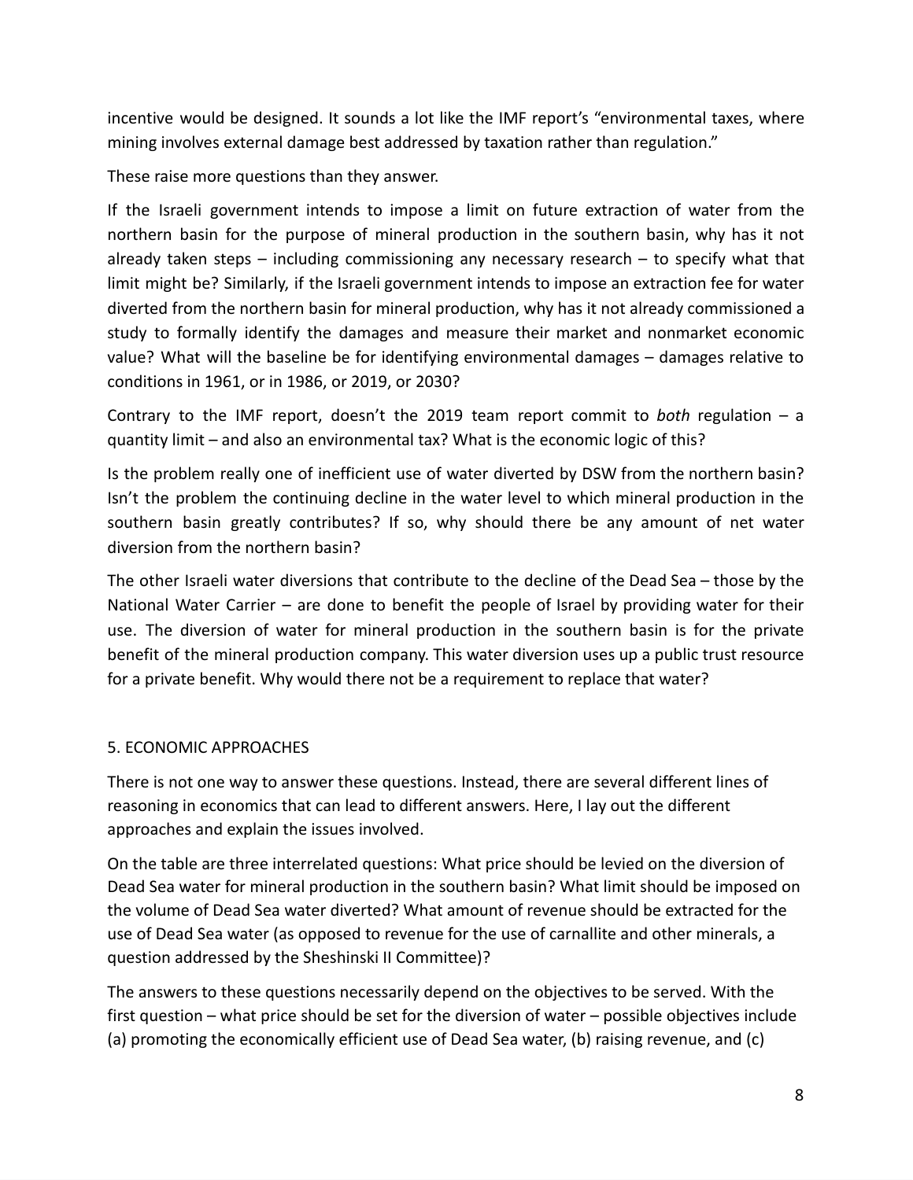incentive would be designed. It sounds a lot like the IMF report's "environmental taxes, where mining involves external damage best addressed by taxation rather than regulation."

These raise more questions than they answer.

If the Israeli government intends to impose a limit on future extraction of water from the northern basin for the purpose of mineral production in the southern basin, why has it not already taken steps – including commissioning any necessary research – to specify what that limit might be? Similarly, if the Israeli government intends to impose an extraction fee for water diverted from the northern basin for mineral production, why has it not already commissioned a study to formally identify the damages and measure their market and nonmarket economic value? What will the baseline be for identifying environmental damages – damages relative to conditions in 1961, or in 1986, or 2019, or 2030?

Contrary to the IMF report, doesn't the 2019 team report commit to *both* regulation – a quantity limit – and also an environmental tax? What is the economic logic of this?

Is the problem really one of inefficient use of water diverted by DSW from the northern basin? Isn't the problem the continuing decline in the water level to which mineral production in the southern basin greatly contributes? If so, why should there be any amount of net water diversion from the northern basin?

The other Israeli water diversions that contribute to the decline of the Dead Sea – those by the National Water Carrier – are done to benefit the people of Israel by providing water for their use. The diversion of water for mineral production in the southern basin is for the private benefit of the mineral production company. This water diversion uses up a public trust resource for a private benefit. Why would there not be a requirement to replace that water?

## 5. ECONOMIC APPROACHES

There is not one way to answer these questions. Instead, there are several different lines of reasoning in economics that can lead to different answers. Here, I lay out the different approaches and explain the issues involved.

On the table are three interrelated questions: What price should be levied on the diversion of Dead Sea water for mineral production in the southern basin? What limit should be imposed on the volume of Dead Sea water diverted? What amount of revenue should be extracted for the use of Dead Sea water (as opposed to revenue for the use of carnallite and other minerals, a question addressed by the Sheshinski II Committee)?

The answers to these questions necessarily depend on the objectives to be served. With the first question – what price should be set for the diversion of water – possible objectives include (a) promoting the economically efficient use of Dead Sea water, (b) raising revenue, and (c)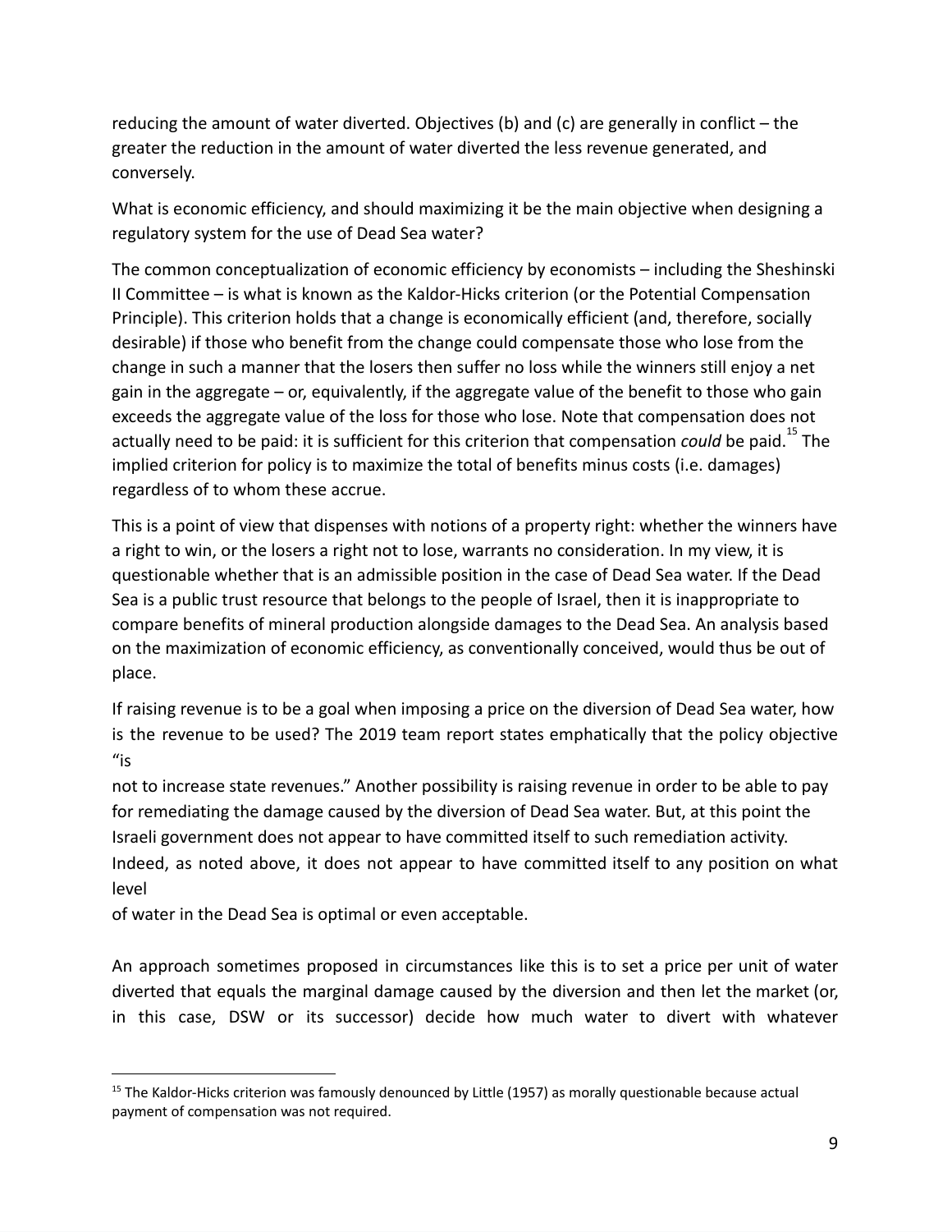reducing the amount of water diverted. Objectives (b) and (c) are generally in conflict – the greater the reduction in the amount of water diverted the less revenue generated, and conversely.

What is economic efficiency, and should maximizing it be the main objective when designing a regulatory system for the use of Dead Sea water?

The common conceptualization of economic efficiency by economists – including the Sheshinski II Committee – is what is known as the Kaldor-Hicks criterion (or the Potential Compensation Principle). This criterion holds that a change is economically efficient (and, therefore, socially desirable) if those who benefit from the change could compensate those who lose from the change in such a manner that the losers then suffer no loss while the winners still enjoy a net gain in the aggregate – or, equivalently, if the aggregate value of the benefit to those who gain exceeds the aggregate value of the loss for those who lose. Note that compensation does not actually need to be paid: it is sufficient for this criterion that compensation *could* be paid.[15] The implied criterion for policy is to maximize the total of benefits minus costs (i.e. damages) regardless of to whom these accrue.

This is a point of view that dispenses with notions of a property right: whether the winners have a right to win, or the losers a right not to lose, warrants no consideration. In my view, it is questionable whether that is an admissible position in the case of Dead Sea water. If the Dead Sea is a public trust resource that belongs to the people of Israel, then it is inappropriate to compare benefits of mineral production alongside damages to the Dead Sea. An analysis based on the maximization of economic efficiency, as conventionally conceived, would thus be out of place.

If raising revenue is to be a goal when imposing a price on the diversion of Dead Sea water, how is the revenue to be used? The 2019 team report states emphatically that the policy objective "is not to increase state revenues." Another possibility is raising revenue in order to be able to pay for remediating the damage caused by the diversion of Dead Sea water. But, at this point the Israeli government does not appear to have committed itself to such remediation activity. Indeed, as noted above, it does not appear to have committed itself to any position on what level of water in the Dead Sea is optimal or even acceptable.

An approach sometimes proposed in circumstances like this is to set a price per unit of water diverted that equals the marginal damage caused by the diversion and then let the market (or, in this case, DSW or its successor) decide how much water to divert with whatever

[15] The Kaldor-Hicks criterion was famously denounced by Little (1957) as morally questionable because actual payment of compensation was not required.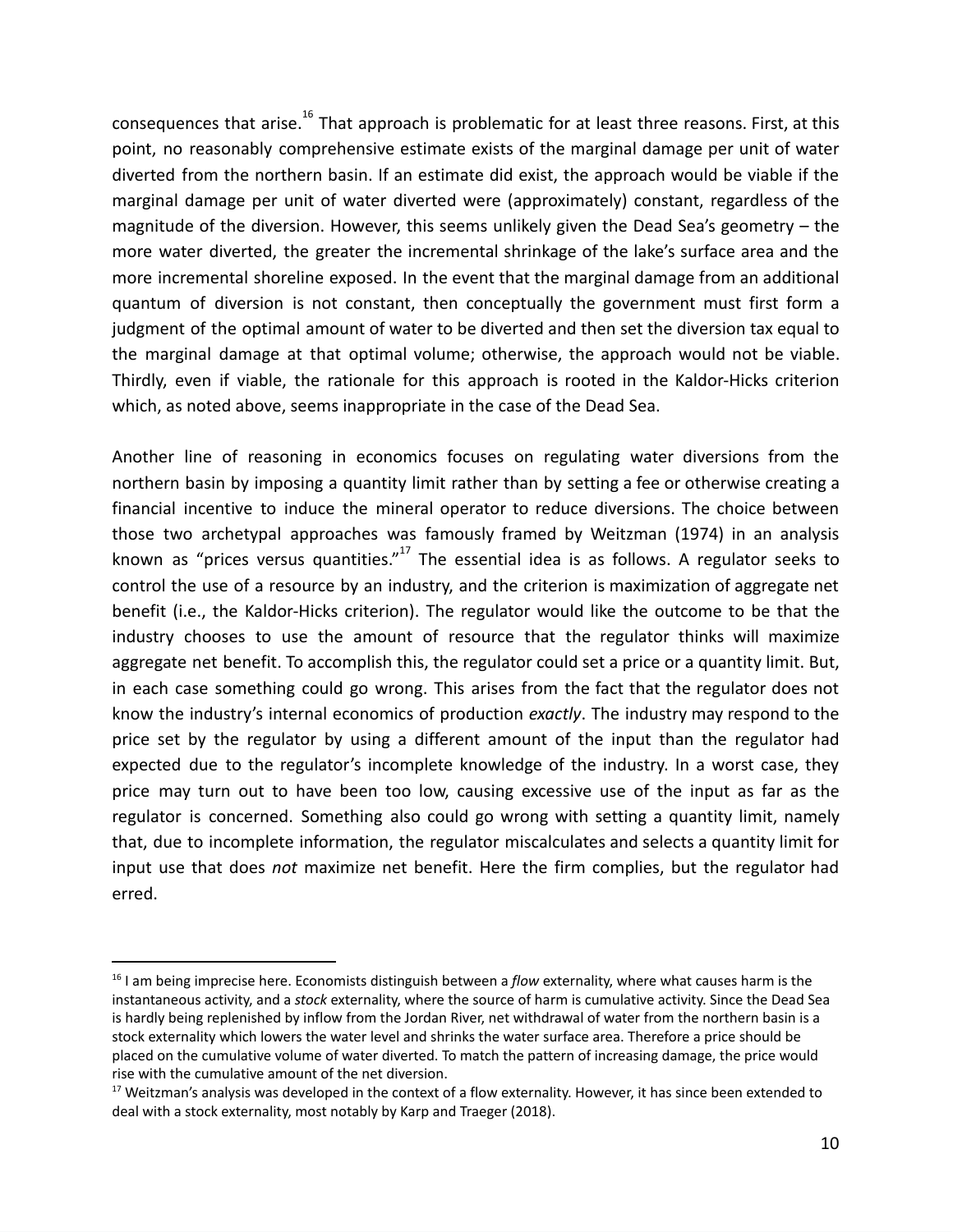consequences that arise.[16] That approach is problematic for at least three reasons. First, at this point, no reasonably comprehensive estimate exists of the marginal damage per unit of water diverted from the northern basin. If an estimate did exist, the approach would be viable if the marginal damage per unit of water diverted were (approximately) constant, regardless of the magnitude of the diversion. However, this seems unlikely given the Dead Sea's geometry – the more water diverted, the greater the incremental shrinkage of the lake's surface area and the more incremental shoreline exposed. In the event that the marginal damage from an additional quantum of diversion is not constant, then conceptually the government must first form a judgment of the optimal amount of water to be diverted and then set the diversion tax equal to the marginal damage at that optimal volume; otherwise, the approach would not be viable. Thirdly, even if viable, the rationale for this approach is rooted in the Kaldor-Hicks criterion which, as noted above, seems inappropriate in the case of the Dead Sea.

Another line of reasoning in economics focuses on regulating water diversions from the northern basin by imposing a quantity limit rather than by setting a fee or otherwise creating a financial incentive to induce the mineral operator to reduce diversions. The choice between those two archetypal approaches was famously framed by Weitzman (1974) in an analysis known as "prices versus quantities."[17] The essential idea is as follows. A regulator seeks to control the use of a resource by an industry, and the criterion is maximization of aggregate net benefit (i.e., the Kaldor-Hicks criterion). The regulator would like the outcome to be that the industry chooses to use the amount of resource that the regulator thinks will maximize aggregate net benefit. To accomplish this, the regulator could set a price or a quantity limit. But, in each case something could go wrong. This arises from the fact that the regulator does not know the industry's internal economics of production *exactly*. The industry may respond to the price set by the regulator by using a different amount of the input than the regulator had expected due to the regulator's incomplete knowledge of the industry. In a worst case, they price may turn out to have been too low, causing excessive use of the input as far as the regulator is concerned. Something also could go wrong with setting a quantity limit, namely that, due to incomplete information, the regulator miscalculates and selects a quantity limit for input use that does *not* maximize net benefit. Here the firm complies, but the regulator had erred.

---

[16] I am being imprecise here. Economists distinguish between a *flow* externality, where what causes harm is the instantaneous activity, and a *stock* externality, where the source of harm is cumulative activity. Since the Dead Sea is hardly being replenished by inflow from the Jordan River, net withdrawal of water from the northern basin is a stock externality which lowers the water level and shrinks the water surface area. Therefore a price should be placed on the cumulative volume of water diverted. To match the pattern of increasing damage, the price would rise with the cumulative amount of the net diversion.

[17] Weitzman's analysis was developed in the context of a flow externality. However, it has since been extended to deal with a stock externality, most notably by Karp and Traeger (2018).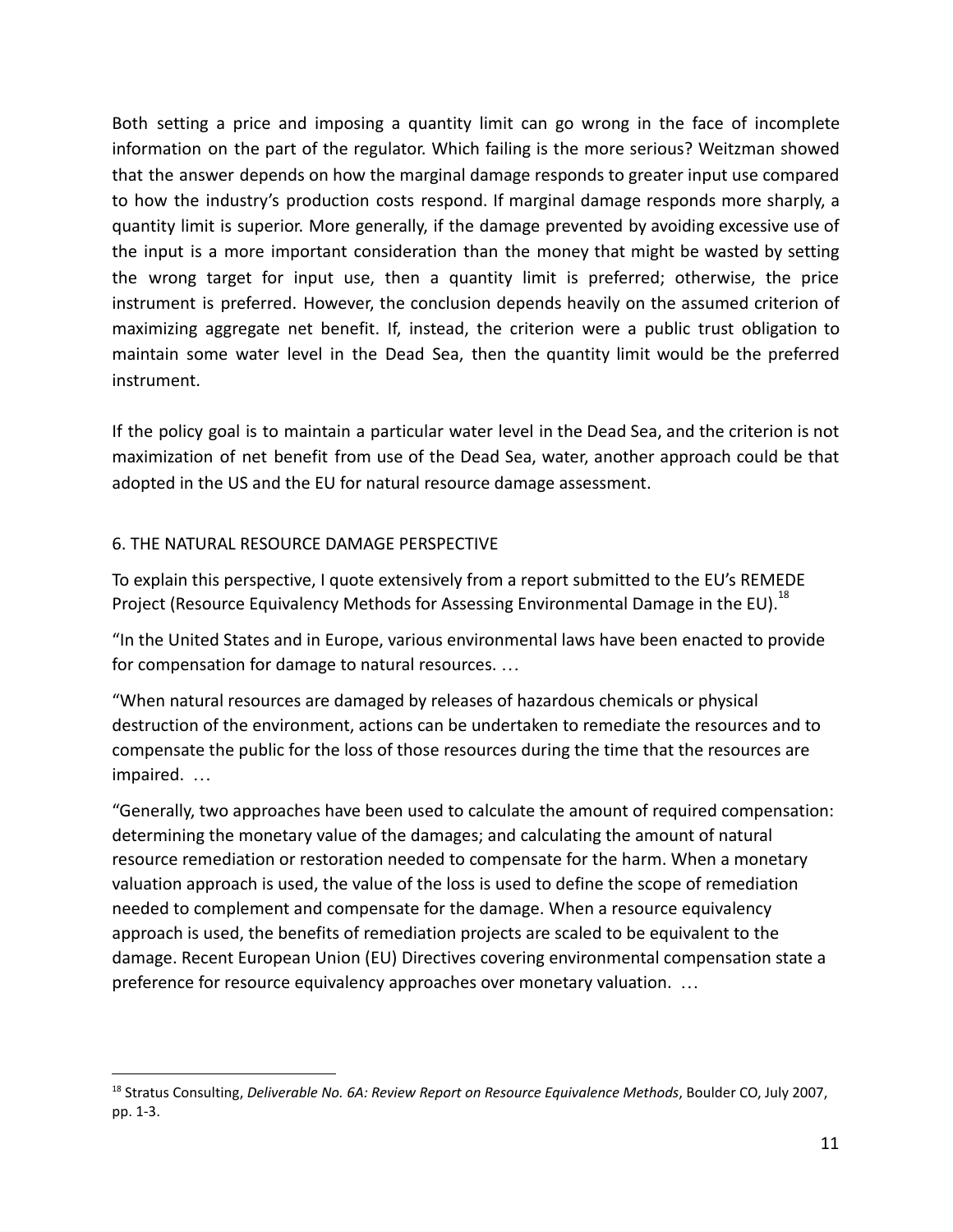Both setting a price and imposing a quantity limit can go wrong in the face of incomplete information on the part of the regulator. Which failing is the more serious? Weitzman showed that the answer depends on how the marginal damage responds to greater input use compared to how the industry's production costs respond. If marginal damage responds more sharply, a quantity limit is superior. More generally, if the damage prevented by avoiding excessive use of the input is a more important consideration than the money that might be wasted by setting the wrong target for input use, then a quantity limit is preferred; otherwise, the price instrument is preferred. However, the conclusion depends heavily on the assumed criterion of maximizing aggregate net benefit. If, instead, the criterion were a public trust obligation to maintain some water level in the Dead Sea, then the quantity limit would be the preferred instrument.

If the policy goal is to maintain a particular water level in the Dead Sea, and the criterion is not maximization of net benefit from use of the Dead Sea, water, another approach could be that adopted in the US and the EU for natural resource damage assessment.

## 6. THE NATURAL RESOURCE DAMAGE PERSPECTIVE

To explain this perspective, I quote extensively from a report submitted to the EU's REMEDE Project (Resource Equivalency Methods for Assessing Environmental Damage in the EU).[18]

"In the United States and in Europe, various environmental laws have been enacted to provide for compensation for damage to natural resources. …

"When natural resources are damaged by releases of hazardous chemicals or physical destruction of the environment, actions can be undertaken to remediate the resources and to compensate the public for the loss of those resources during the time that the resources are impaired. …

"Generally, two approaches have been used to calculate the amount of required compensation: determining the monetary value of the damages; and calculating the amount of natural resource remediation or restoration needed to compensate for the harm. When a monetary valuation approach is used, the value of the loss is used to define the scope of remediation needed to complement and compensate for the damage. When a resource equivalency approach is used, the benefits of remediation projects are scaled to be equivalent to the damage. Recent European Union (EU) Directives covering environmental compensation state a preference for resource equivalency approaches over monetary valuation. …

[18] Stratus Consulting, *Deliverable No. 6A: Review Report on Resource Equivalence Methods*, Boulder CO, July 2007, pp. 1-3.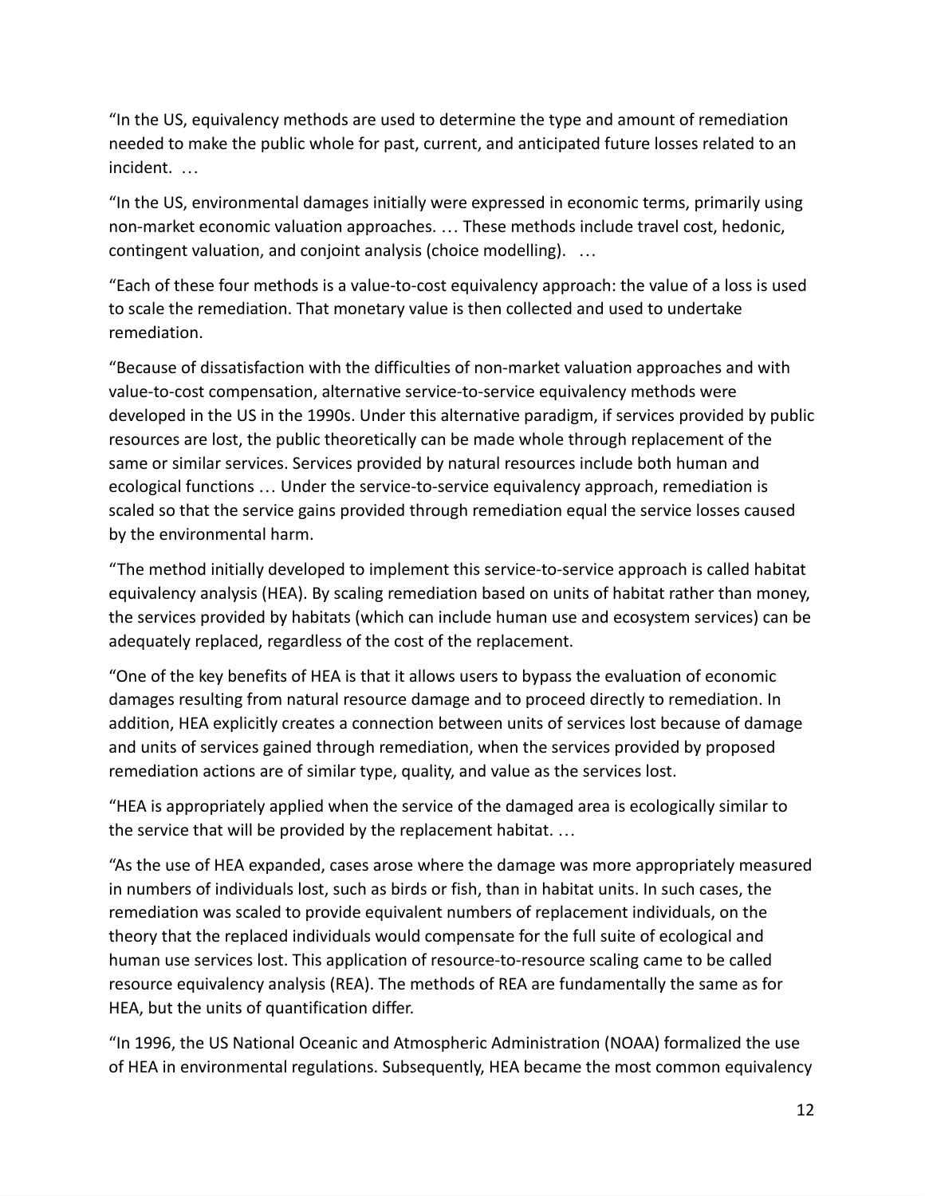"In the US, equivalency methods are used to determine the type and amount of remediation needed to make the public whole for past, current, and anticipated future losses related to an incident. …

"In the US, environmental damages initially were expressed in economic terms, primarily using non-market economic valuation approaches. … These methods include travel cost, hedonic, contingent valuation, and conjoint analysis (choice modelling). …

"Each of these four methods is a value-to-cost equivalency approach: the value of a loss is used to scale the remediation. That monetary value is then collected and used to undertake remediation.

"Because of dissatisfaction with the difficulties of non-market valuation approaches and with value-to-cost compensation, alternative service-to-service equivalency methods were developed in the US in the 1990s. Under this alternative paradigm, if services provided by public resources are lost, the public theoretically can be made whole through replacement of the same or similar services. Services provided by natural resources include both human and ecological functions … Under the service-to-service equivalency approach, remediation is scaled so that the service gains provided through remediation equal the service losses caused by the environmental harm.

"The method initially developed to implement this service-to-service approach is called habitat equivalency analysis (HEA). By scaling remediation based on units of habitat rather than money, the services provided by habitats (which can include human use and ecosystem services) can be adequately replaced, regardless of the cost of the replacement.

"One of the key benefits of HEA is that it allows users to bypass the evaluation of economic damages resulting from natural resource damage and to proceed directly to remediation. In addition, HEA explicitly creates a connection between units of services lost because of damage and units of services gained through remediation, when the services provided by proposed remediation actions are of similar type, quality, and value as the services lost.

"HEA is appropriately applied when the service of the damaged area is ecologically similar to the service that will be provided by the replacement habitat. …

"As the use of HEA expanded, cases arose where the damage was more appropriately measured in numbers of individuals lost, such as birds or fish, than in habitat units. In such cases, the remediation was scaled to provide equivalent numbers of replacement individuals, on the theory that the replaced individuals would compensate for the full suite of ecological and human use services lost. This application of resource-to-resource scaling came to be called resource equivalency analysis (REA). The methods of REA are fundamentally the same as for HEA, but the units of quantification differ.

"In 1996, the US National Oceanic and Atmospheric Administration (NOAA) formalized the use of HEA in environmental regulations. Subsequently, HEA became the most common equivalency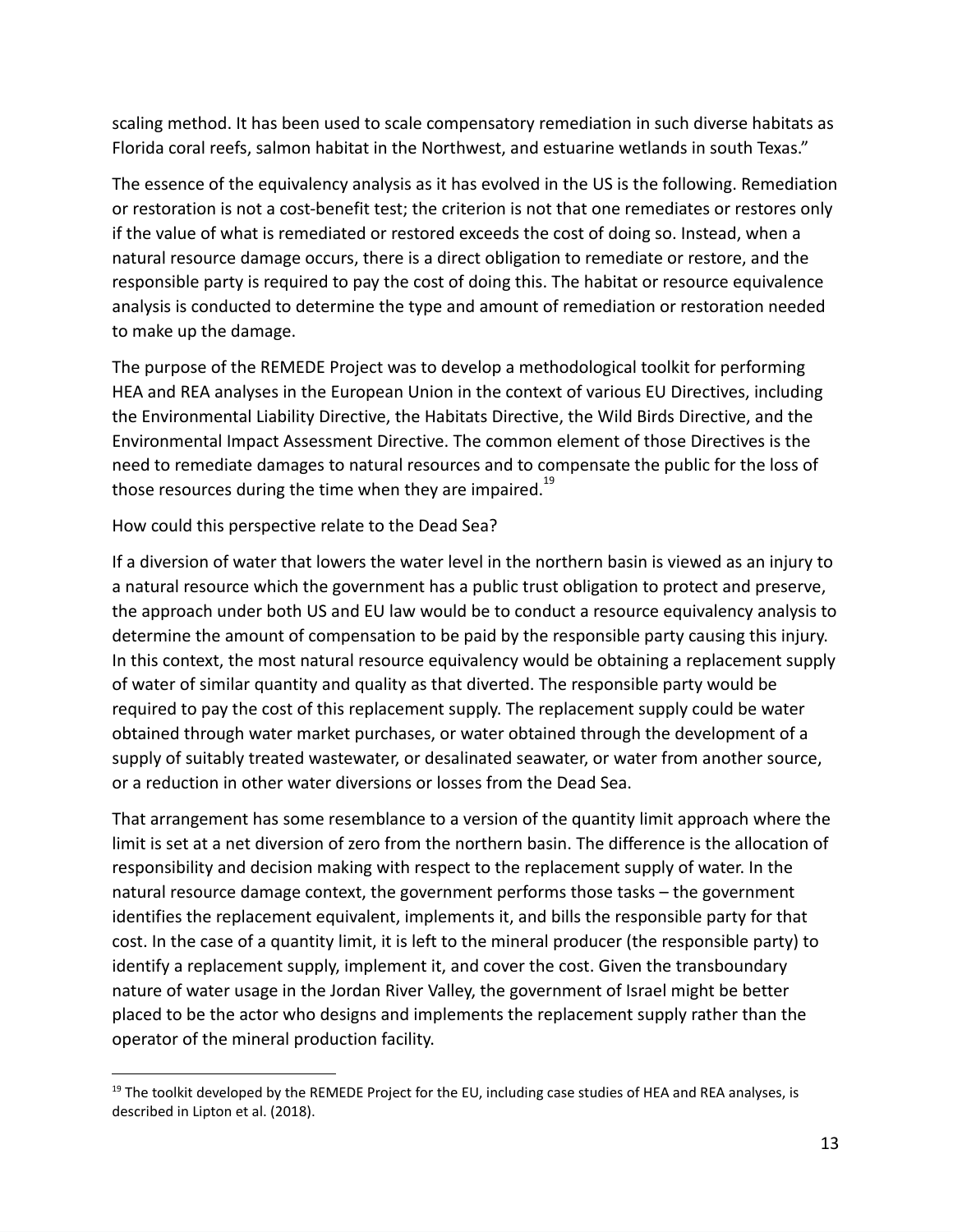scaling method. It has been used to scale compensatory remediation in such diverse habitats as Florida coral reefs, salmon habitat in the Northwest, and estuarine wetlands in south Texas."

The essence of the equivalency analysis as it has evolved in the US is the following. Remediation or restoration is not a cost-benefit test; the criterion is not that one remediates or restores only if the value of what is remediated or restored exceeds the cost of doing so. Instead, when a natural resource damage occurs, there is a direct obligation to remediate or restore, and the responsible party is required to pay the cost of doing this. The habitat or resource equivalence analysis is conducted to determine the type and amount of remediation or restoration needed to make up the damage.

The purpose of the REMEDE Project was to develop a methodological toolkit for performing HEA and REA analyses in the European Union in the context of various EU Directives, including the Environmental Liability Directive, the Habitats Directive, the Wild Birds Directive, and the Environmental Impact Assessment Directive. The common element of those Directives is the need to remediate damages to natural resources and to compensate the public for the loss of those resources during the time when they are impaired.[19]

How could this perspective relate to the Dead Sea?

If a diversion of water that lowers the water level in the northern basin is viewed as an injury to a natural resource which the government has a public trust obligation to protect and preserve, the approach under both US and EU law would be to conduct a resource equivalency analysis to determine the amount of compensation to be paid by the responsible party causing this injury. In this context, the most natural resource equivalency would be obtaining a replacement supply of water of similar quantity and quality as that diverted. The responsible party would be required to pay the cost of this replacement supply. The replacement supply could be water obtained through water market purchases, or water obtained through the development of a supply of suitably treated wastewater, or desalinated seawater, or water from another source, or a reduction in other water diversions or losses from the Dead Sea.

That arrangement has some resemblance to a version of the quantity limit approach where the limit is set at a net diversion of zero from the northern basin. The difference is the allocation of responsibility and decision making with respect to the replacement supply of water. In the natural resource damage context, the government performs those tasks – the government identifies the replacement equivalent, implements it, and bills the responsible party for that cost. In the case of a quantity limit, it is left to the mineral producer (the responsible party) to identify a replacement supply, implement it, and cover the cost. Given the transboundary nature of water usage in the Jordan River Valley, the government of Israel might be better placed to be the actor who designs and implements the replacement supply rather than the operator of the mineral production facility.

---

[19] The toolkit developed by the REMEDE Project for the EU, including case studies of HEA and REA analyses, is described in Lipton et al. (2018).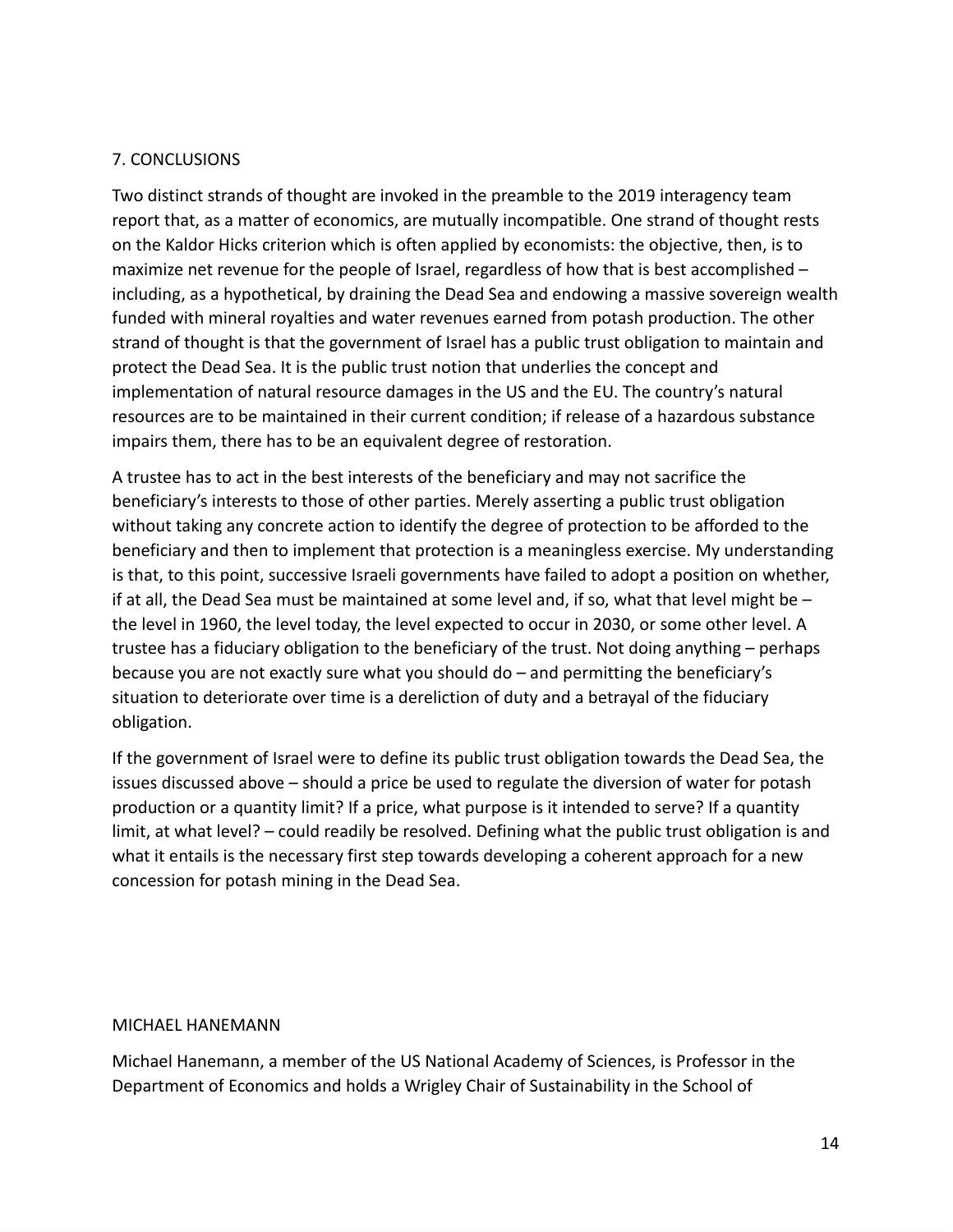## 7. CONCLUSIONS

Two distinct strands of thought are invoked in the preamble to the 2019 interagency team report that, as a matter of economics, are mutually incompatible. One strand of thought rests on the Kaldor Hicks criterion which is often applied by economists: the objective, then, is to maximize net revenue for the people of Israel, regardless of how that is best accomplished – including, as a hypothetical, by draining the Dead Sea and endowing a massive sovereign wealth funded with mineral royalties and water revenues earned from potash production. The other strand of thought is that the government of Israel has a public trust obligation to maintain and protect the Dead Sea. It is the public trust notion that underlies the concept and implementation of natural resource damages in the US and the EU. The country's natural resources are to be maintained in their current condition; if release of a hazardous substance impairs them, there has to be an equivalent degree of restoration.

A trustee has to act in the best interests of the beneficiary and may not sacrifice the beneficiary's interests to those of other parties. Merely asserting a public trust obligation without taking any concrete action to identify the degree of protection to be afforded to the beneficiary and then to implement that protection is a meaningless exercise. My understanding is that, to this point, successive Israeli governments have failed to adopt a position on whether, if at all, the Dead Sea must be maintained at some level and, if so, what that level might be – the level in 1960, the level today, the level expected to occur in 2030, or some other level. A trustee has a fiduciary obligation to the beneficiary of the trust. Not doing anything – perhaps because you are not exactly sure what you should do – and permitting the beneficiary's situation to deteriorate over time is a dereliction of duty and a betrayal of the fiduciary obligation.

If the government of Israel were to define its public trust obligation towards the Dead Sea, the issues discussed above – should a price be used to regulate the diversion of water for potash production or a quantity limit? If a price, what purpose is it intended to serve? If a quantity limit, at what level? – could readily be resolved. Defining what the public trust obligation is and what it entails is the necessary first step towards developing a coherent approach for a new concession for potash mining in the Dead Sea.

MICHAEL HANEMANN

Michael Hanemann, a member of the US National Academy of Sciences, is Professor in the Department of Economics and holds a Wrigley Chair of Sustainability in the School of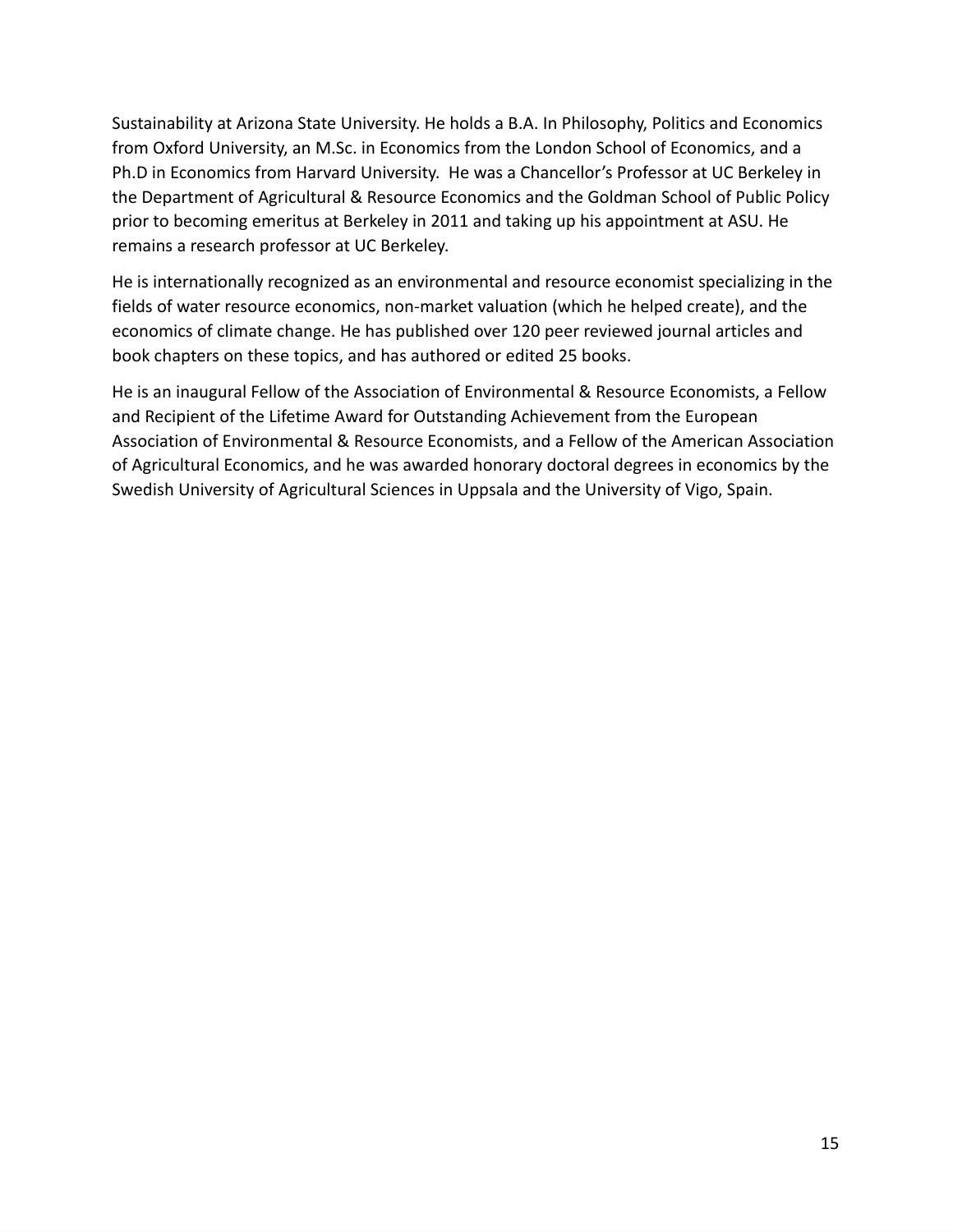Sustainability at Arizona State University. He holds a B.A. In Philosophy, Politics and Economics from Oxford University, an M.Sc. in Economics from the London School of Economics, and a Ph.D in Economics from Harvard University. He was a Chancellor's Professor at UC Berkeley in the Department of Agricultural & Resource Economics and the Goldman School of Public Policy prior to becoming emeritus at Berkeley in 2011 and taking up his appointment at ASU. He remains a research professor at UC Berkeley.

He is internationally recognized as an environmental and resource economist specializing in the fields of water resource economics, non-market valuation (which he helped create), and the economics of climate change. He has published over 120 peer reviewed journal articles and book chapters on these topics, and has authored or edited 25 books.

He is an inaugural Fellow of the Association of Environmental & Resource Economists, a Fellow and Recipient of the Lifetime Award for Outstanding Achievement from the European Association of Environmental & Resource Economists, and a Fellow of the American Association of Agricultural Economics, and he was awarded honorary doctoral degrees in economics by the Swedish University of Agricultural Sciences in Uppsala and the University of Vigo, Spain.